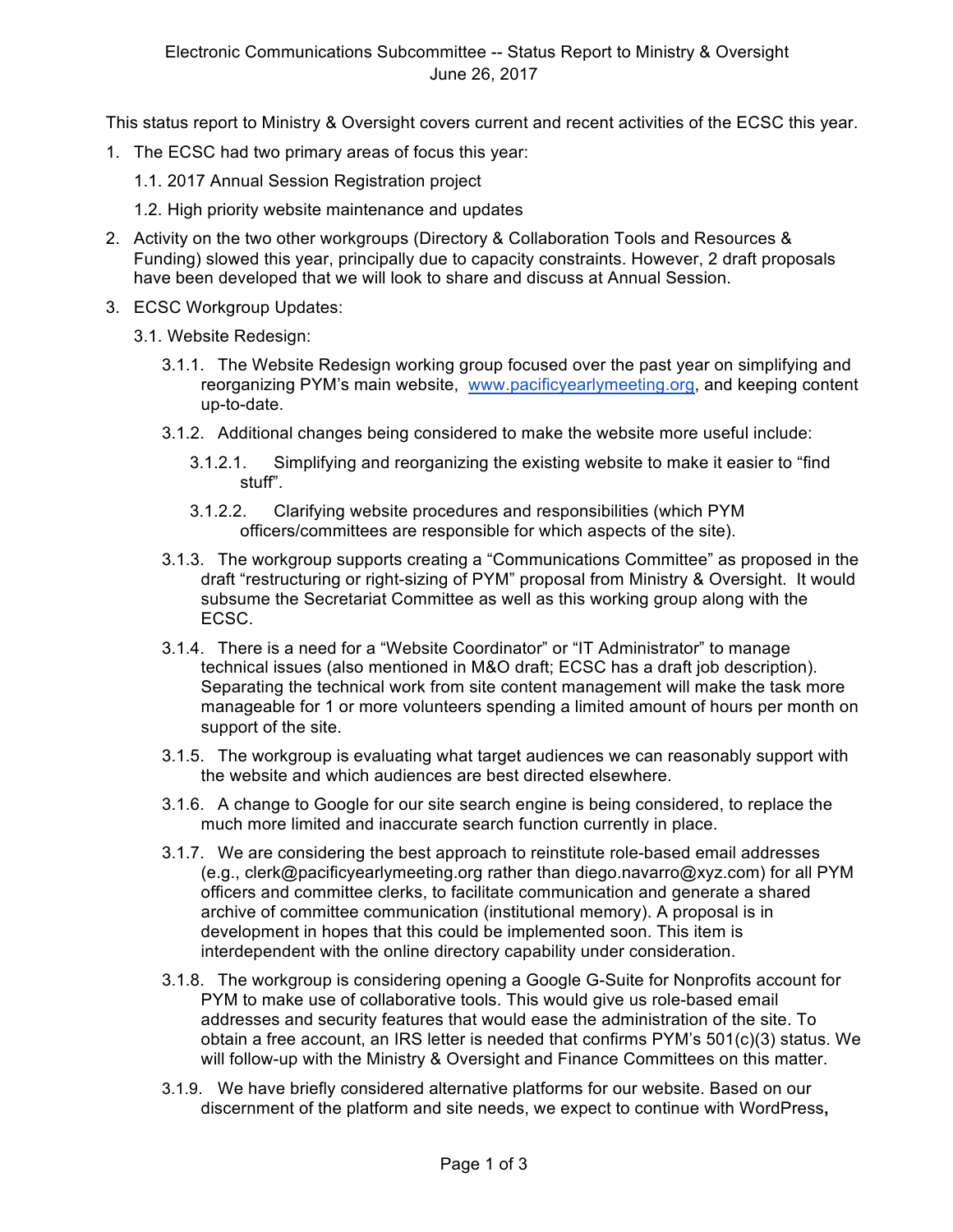Electronic Communications Subcommittee -- Status Report to Ministry & Oversight
June 26, 2017

This status report to Ministry & Oversight covers current and recent activities of the ECSC this year.

1. The ECSC had two primary areas of focus this year:
   - 1.1. 2017 Annual Session Registration project
   - 1.2. High priority website maintenance and updates
2. Activity on the two other workgroups (Directory & Collaboration Tools and Resources & Funding) slowed this year, principally due to capacity constraints. However, 2 draft proposals have been developed that we will look to share and discuss at Annual Session.
3. ECSC Workgroup Updates:
   - 3.1. Website Redesign:
     - 3.1.1. The Website Redesign working group focused over the past year on simplifying and reorganizing PYM's main website, [www.pacificyearlymeeting.org](www.pacificyearlymeeting.org), and keeping content up-to-date.
     - 3.1.2. Additional changes being considered to make the website more useful include:
       - 3.1.2.1. Simplifying and reorganizing the existing website to make it easier to "find stuff".
       - 3.1.2.2. Clarifying website procedures and responsibilities (which PYM officers/committees are responsible for which aspects of the site).
     - 3.1.3. The workgroup supports creating a "Communications Committee" as proposed in the draft "restructuring or right-sizing of PYM" proposal from Ministry & Oversight. It would subsume the Secretariat Committee as well as this working group along with the ECSC.
     - 3.1.4. There is a need for a "Website Coordinator" or "IT Administrator" to manage technical issues (also mentioned in M&O draft; ECSC has a draft job description). Separating the technical work from site content management will make the task more manageable for 1 or more volunteers spending a limited amount of hours per month on support of the site.
     - 3.1.5. The workgroup is evaluating what target audiences we can reasonably support with the website and which audiences are best directed elsewhere.
     - 3.1.6. A change to Google for our site search engine is being considered, to replace the much more limited and inaccurate search function currently in place.
     - 3.1.7. We are considering the best approach to reinstitute role-based email addresses (e.g., clerk@pacificyearlymeeting.org rather than diego.navarro@xyz.com) for all PYM officers and committee clerks, to facilitate communication and generate a shared archive of committee communication (institutional memory). A proposal is in development in hopes that this could be implemented soon. This item is interdependent with the online directory capability under consideration.
     - 3.1.8. The workgroup is considering opening a Google G-Suite for Nonprofits account for PYM to make use of collaborative tools. This would give us role-based email addresses and security features that would ease the administration of the site. To obtain a free account, an IRS letter is needed that confirms PYM's 501(c)(3) status. We will follow-up with the Ministry & Oversight and Finance Committees on this matter.
     - 3.1.9. We have briefly considered alternative platforms for our website. Based on our discernment of the platform and site needs, we expect to continue with WordPress,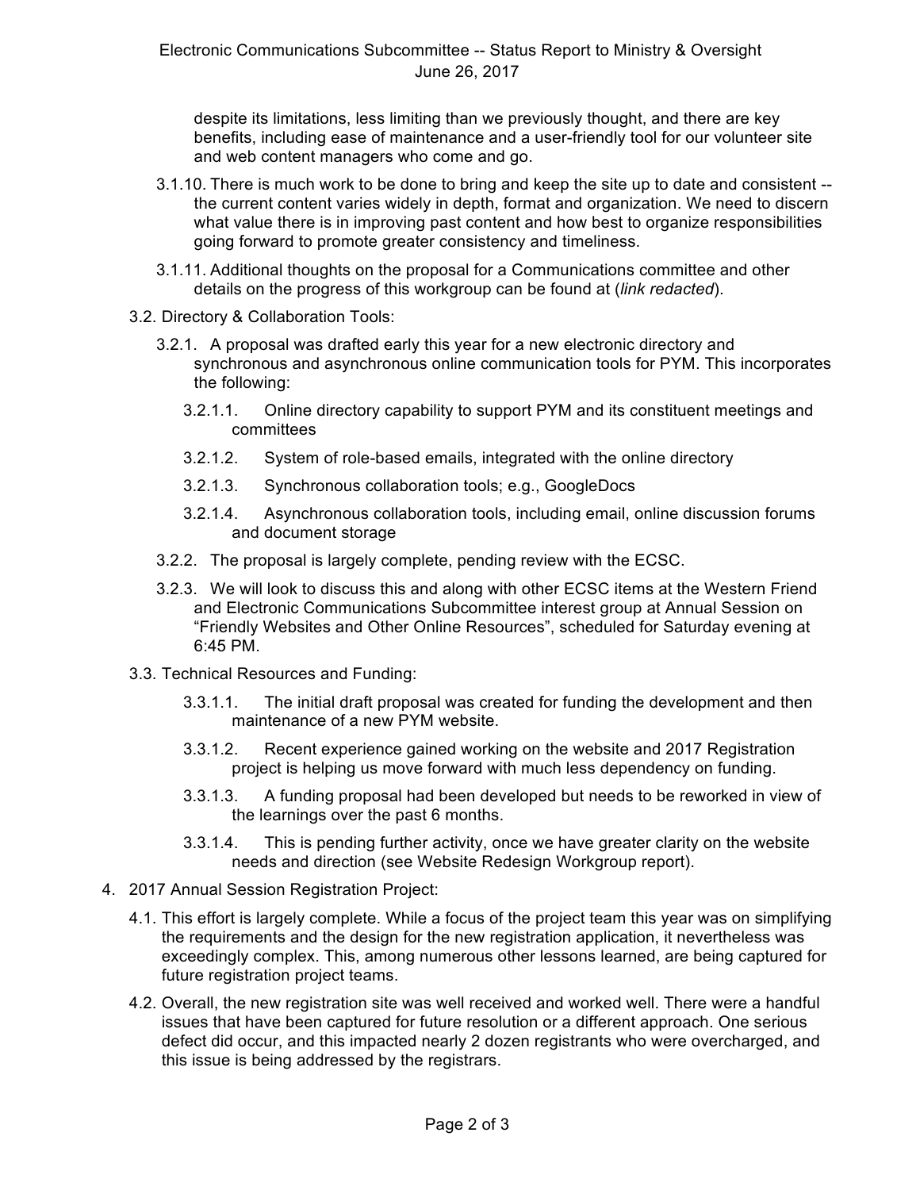despite its limitations, less limiting than we previously thought, and there are key benefits, including ease of maintenance and a user-friendly tool for our volunteer site and web content managers who come and go.

- 3.1.10. There is much work to be done to bring and keep the site up to date and consistent -- the current content varies widely in depth, format and organization. We need to discern what value there is in improving past content and how best to organize responsibilities going forward to promote greater consistency and timeliness.
- 3.1.11. Additional thoughts on the proposal for a Communications committee and other details on the progress of this workgroup can be found at (*link redacted*).

- 3.2. Directory & Collaboration Tools:
  - 3.2.1. A proposal was drafted early this year for a new electronic directory and synchronous and asynchronous online communication tools for PYM. This incorporates the following:
    - 3.2.1.1. Online directory capability to support PYM and its constituent meetings and committees
    - 3.2.1.2. System of role-based emails, integrated with the online directory
    - 3.2.1.3. Synchronous collaboration tools; e.g., GoogleDocs
    - 3.2.1.4. Asynchronous collaboration tools, including email, online discussion forums and document storage
  - 3.2.2. The proposal is largely complete, pending review with the ECSC.
  - 3.2.3. We will look to discuss this and along with other ECSC items at the Western Friend and Electronic Communications Subcommittee interest group at Annual Session on “Friendly Websites and Other Online Resources”, scheduled for Saturday evening at 6:45 PM.

- 3.3. Technical Resources and Funding:
    - 3.3.1.1. The initial draft proposal was created for funding the development and then maintenance of a new PYM website.
    - 3.3.1.2. Recent experience gained working on the website and 2017 Registration project is helping us move forward with much less dependency on funding.
    - 3.3.1.3. A funding proposal had been developed but needs to be reworked in view of the learnings over the past 6 months.
    - 3.3.1.4. This is pending further activity, once we have greater clarity on the website needs and direction (see Website Redesign Workgroup report).

4. 2017 Annual Session Registration Project:
   - 4.1. This effort is largely complete. While a focus of the project team this year was on simplifying the requirements and the design for the new registration application, it nevertheless was exceedingly complex. This, among numerous other lessons learned, are being captured for future registration project teams.
   - 4.2. Overall, the new registration site was well received and worked well. There were a handful issues that have been captured for future resolution or a different approach. One serious defect did occur, and this impacted nearly 2 dozen registrants who were overcharged, and this issue is being addressed by the registrars.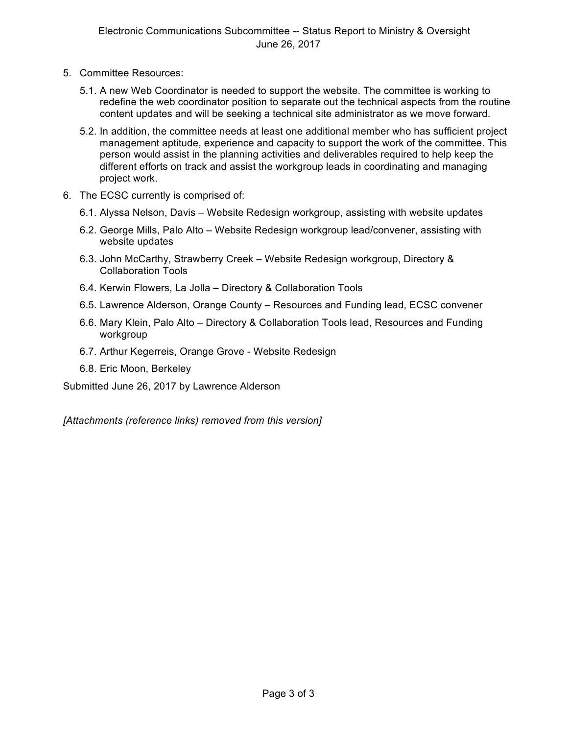5. Committee Resources:

    5.1. A new Web Coordinator is needed to support the website. The committee is working to redefine the web coordinator position to separate out the technical aspects from the routine content updates and will be seeking a technical site administrator as we move forward.

    5.2. In addition, the committee needs at least one additional member who has sufficient project management aptitude, experience and capacity to support the work of the committee. This person would assist in the planning activities and deliverables required to help keep the different efforts on track and assist the workgroup leads in coordinating and managing project work.

6. The ECSC currently is comprised of:

    6.1. Alyssa Nelson, Davis – Website Redesign workgroup, assisting with website updates

    6.2. George Mills, Palo Alto – Website Redesign workgroup lead/convener, assisting with website updates

    6.3. John McCarthy, Strawberry Creek – Website Redesign workgroup, Directory & Collaboration Tools

    6.4. Kerwin Flowers, La Jolla – Directory & Collaboration Tools

    6.5. Lawrence Alderson, Orange County – Resources and Funding lead, ECSC convener

    6.6. Mary Klein, Palo Alto – Directory & Collaboration Tools lead, Resources and Funding workgroup

    6.7. Arthur Kegerreis, Orange Grove - Website Redesign

    6.8. Eric Moon, Berkeley

Submitted June 26, 2017 by Lawrence Alderson

*[Attachments (reference links) removed from this version]*